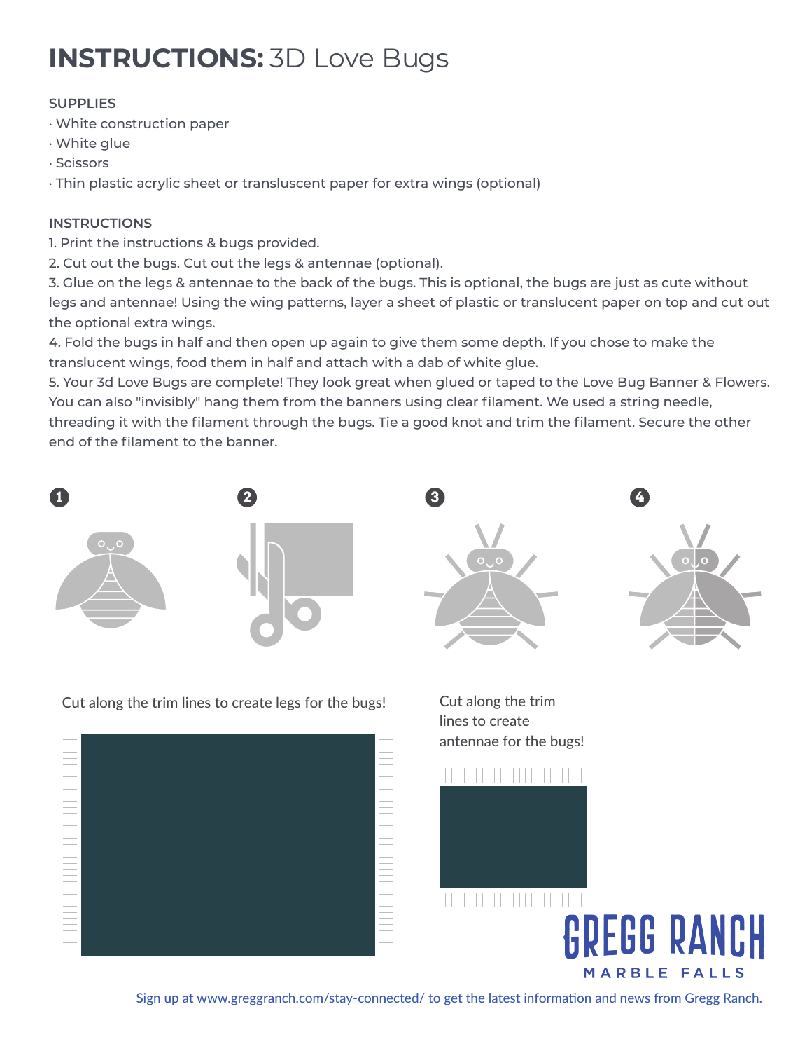// Internal reasoning — OCR of page 1: transcribed text exactly as printed; source typos kept; footer sign-up line treated as content.
# INSTRUCTIONS: 3D Love Bugs

**SUPPLIES**

- White construction paper
- White glue
- Scissors
- Thin plastic acrylic sheet or transluscent paper for extra wings (optional)

**INSTRUCTIONS**

1. Print the instructions & bugs provided.
2. Cut out the bugs. Cut out the legs & antennae (optional).
3. Glue on the legs & antennae to the back of the bugs. This is optional, the bugs are just as cute without legs and antennae! Using the wing patterns, layer a sheet of plastic or translucent paper on top and cut out the optional extra wings.
4. Fold the bugs in half and then open up again to give them some depth. If you chose to make the translucent wings, food them in half and attach with a dab of white glue.
5. Your 3d Love Bugs are complete! They look great when glued or taped to the Love Bug Banner & Flowers. You can also "invisibly" hang them from the banners using clear filament. We used a string needle, threading it with the filament through the bugs. Tie a good knot and trim the filament. Secure the other end of the filament to the banner.

Cut along the trim lines to create legs for the bugs!

Cut along the trim lines to create antennae for the bugs!

GREGG RANCH
MARBLE FALLS

Sign up at www.greggranch.com/stay-connected/ to get the latest information and news from Gregg Ranch.